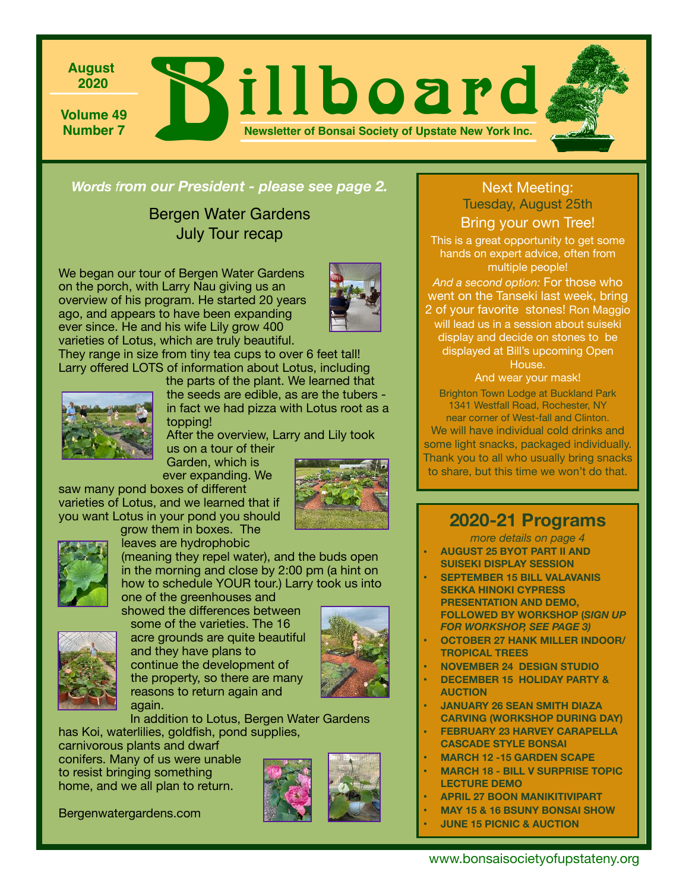August 2020

Volume 49 Number 7

# Billboard

**Newsletter of Bonsai Society of Upstate New York Inc.**

***Words from our President - please see page 2.***

## Bergen Water Gardens July Tour recap

We began our tour of Bergen Water Gardens on the porch, with Larry Nau giving us an overview of his program. He started 20 years ago, and appears to have been expanding ever since. He and his wife Lily grow 400 varieties of Lotus, which are truly beautiful. They range in size from tiny tea cups to over 6 feet tall! Larry offered LOTS of information about Lotus, including the parts of the plant. We learned that the seeds are edible, as are the tubers - in fact we had pizza with Lotus root as a topping!

After the overview, Larry and Lily took us on a tour of their Garden, which is ever expanding. We saw many pond boxes of different varieties of Lotus, and we learned that if you want Lotus in your pond you should grow them in boxes. The leaves are hydrophobic (meaning they repel water), and the buds open in the morning and close by 2:00 pm (a hint on how to schedule YOUR tour.) Larry took us into one of the greenhouses and showed the differences between some of the varieties. The 16 acre grounds are quite beautiful and they have plans to continue the development of the property, so there are many reasons to return again and again.

In addition to Lotus, Bergen Water Gardens has Koi, waterlilies, goldfish, pond supplies, carnivorous plants and dwarf conifers. Many of us were unable to resist bringing something home, and we all plan to return.

Bergenwatergardens.com

## Next Meeting: Tuesday, August 25th

Bring your own Tree!

This is a great opportunity to get some hands on expert advice, often from multiple people!

*And a second option:* For those who went on the Tanseki last week, bring 2 of your favorite stones! Ron Maggio will lead us in a session about suiseki display and decide on stones to be displayed at Bill's upcoming Open House.

And wear your mask!

Brighton Town Lodge at Buckland Park
1341 Westfall Road, Rochester, NY
near corner of West-fall and Clinton.

We will have individual cold drinks and some light snacks, packaged individually. Thank you to all who usually bring snacks to share, but this time we won't do that.

## 2020-21 Programs

*more details on page 4*

- **AUGUST 25 BYOT PART II AND SUISEKI DISPLAY SESSION**
- **SEPTEMBER 15 BILL VALAVANIS SEKKA HINOKI CYPRESS PRESENTATION AND DEMO, FOLLOWED BY WORKSHOP (*SIGN UP FOR WORKSHOP, SEE PAGE 3*)**
- **OCTOBER 27 HANK MILLER INDOOR/ TROPICAL TREES**
- **NOVEMBER 24 DESIGN STUDIO**
- **DECEMBER 15 HOLIDAY PARTY & AUCTION**
- **JANUARY 26 SEAN SMITH DIAZA CARVING (WORKSHOP DURING DAY)**
- **FEBRUARY 23 HARVEY CARAPELLA CASCADE STYLE BONSAI**
- **MARCH 12 -15 GARDEN SCAPE**
- **MARCH 18 - BILL V SURPRISE TOPIC LECTURE DEMO**
- **APRIL 27 BOON MANIKITIVIPART**
- **MAY 15 & 16 BSUNY BONSAI SHOW**
- **JUNE 15 PICNIC & AUCTION**

www.bonsaisocietyofupstateny.org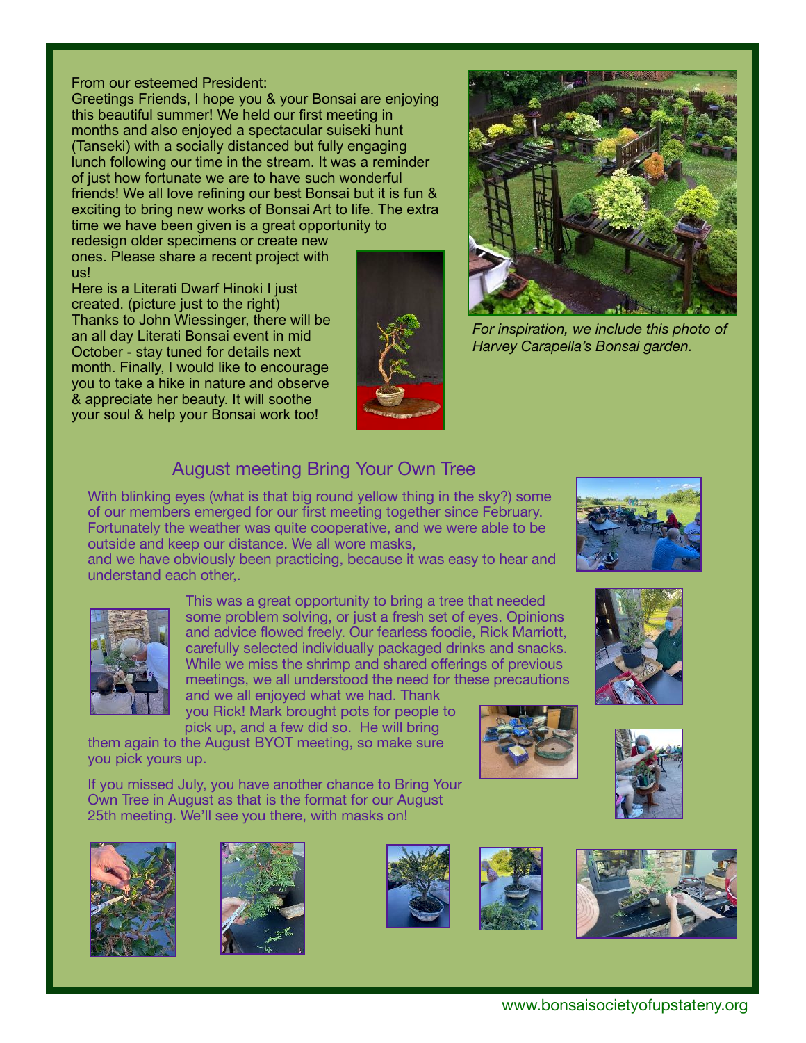From our esteemed President:

Greetings Friends, I hope you & your Bonsai are enjoying this beautiful summer! We held our first meeting in months and also enjoyed a spectacular suiseki hunt (Tanseki) with a socially distanced but fully engaging lunch following our time in the stream. It was a reminder of just how fortunate we are to have such wonderful friends! We all love refining our best Bonsai but it is fun & exciting to bring new works of Bonsai Art to life. The extra time we have been given is a great opportunity to redesign older specimens or create new ones. Please share a recent project with us!

Here is a Literati Dwarf Hinoki I just created. (picture just to the right)

Thanks to John Wiessinger, there will be an all day Literati Bonsai event in mid October - stay tuned for details next month. Finally, I would like to encourage you to take a hike in nature and observe & appreciate her beauty. It will soothe your soul & help your Bonsai work too!

*For inspiration, we include this photo of Harvey Carapella's Bonsai garden.*

## August meeting Bring Your Own Tree

With blinking eyes (what is that big round yellow thing in the sky?) some of our members emerged for our first meeting together since February. Fortunately the weather was quite cooperative, and we were able to be outside and keep our distance. We all wore masks, and we have obviously been practicing, because it was easy to hear and understand each other,.

This was a great opportunity to bring a tree that needed some problem solving, or just a fresh set of eyes. Opinions and advice flowed freely. Our fearless foodie, Rick Marriott, carefully selected individually packaged drinks and snacks. While we miss the shrimp and shared offerings of previous meetings, we all understood the need for these precautions and we all enjoyed what we had. Thank you Rick! Mark brought pots for people to pick up, and a few did so. He will bring them again to the August BYOT meeting, so make sure you pick yours up.

If you missed July, you have another chance to Bring Your Own Tree in August as that is the format for our August 25th meeting. We'll see you there, with masks on!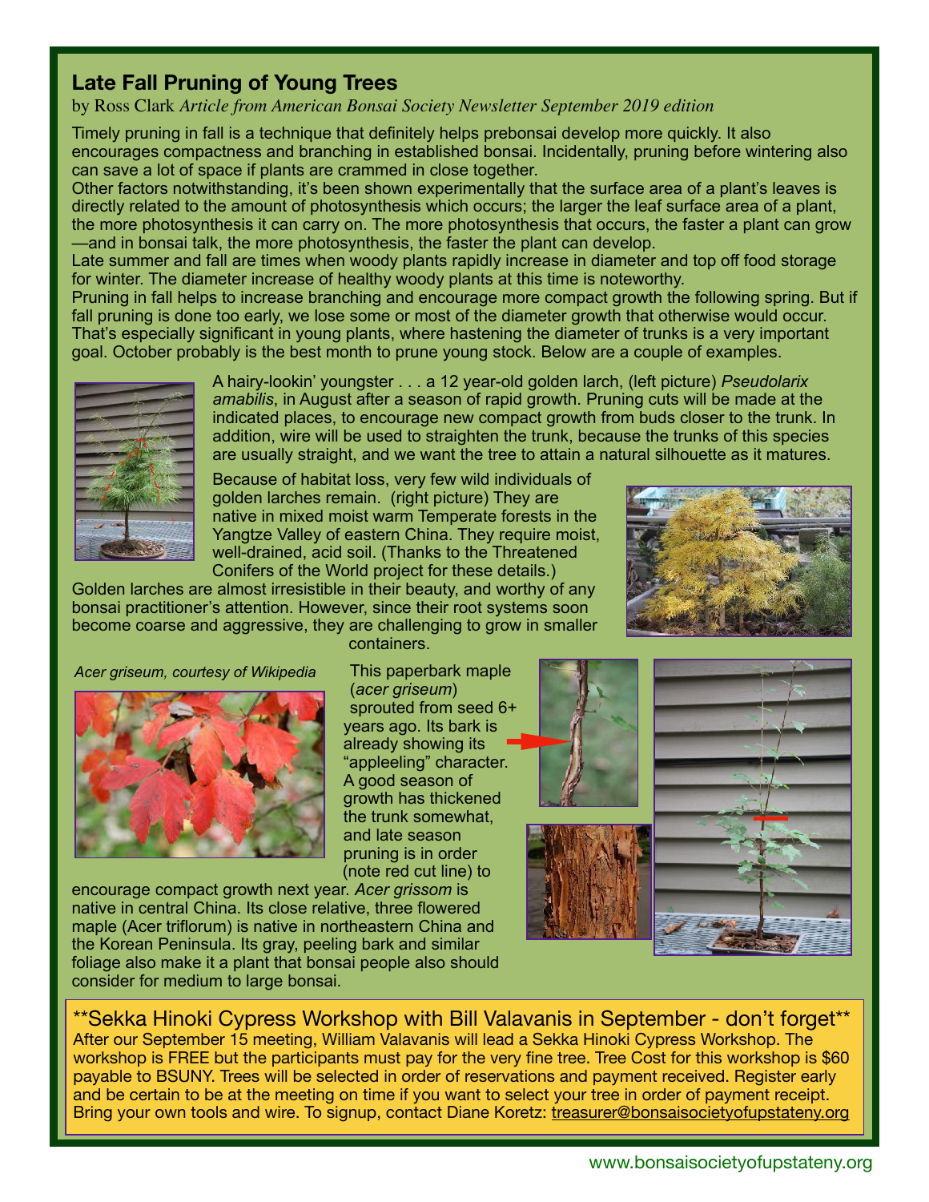## Late Fall Pruning of Young Trees

by Ross Clark *Article from American Bonsai Society Newsletter September 2019 edition*

Timely pruning in fall is a technique that definitely helps prebonsai develop more quickly. It also encourages compactness and branching in established bonsai. Incidentally, pruning before wintering also can save a lot of space if plants are crammed in close together.

Other factors notwithstanding, it's been shown experimentally that the surface area of a plant's leaves is directly related to the amount of photosynthesis which occurs; the larger the leaf surface area of a plant, the more photosynthesis it can carry on. The more photosynthesis that occurs, the faster a plant can grow —and in bonsai talk, the more photosynthesis, the faster the plant can develop.

Late summer and fall are times when woody plants rapidly increase in diameter and top off food storage for winter. The diameter increase of healthy woody plants at this time is noteworthy.

Pruning in fall helps to increase branching and encourage more compact growth the following spring. But if fall pruning is done too early, we lose some or most of the diameter growth that otherwise would occur. That's especially significant in young plants, where hastening the diameter of trunks is a very important goal. October probably is the best month to prune young stock. Below are a couple of examples.

A hairy-lookin' youngster . . . a 12 year-old golden larch, (left picture) *Pseudolarix amabilis*, in August after a season of rapid growth. Pruning cuts will be made at the indicated places, to encourage new compact growth from buds closer to the trunk. In addition, wire will be used to straighten the trunk, because the trunks of this species are usually straight, and we want the tree to attain a natural silhouette as it matures.

Because of habitat loss, very few wild individuals of golden larches remain. (right picture) They are native in mixed moist warm Temperate forests in the Yangtze Valley of eastern China. They require moist, well-drained, acid soil. (Thanks to the Threatened Conifers of the World project for these details.)

Golden larches are almost irresistible in their beauty, and worthy of any bonsai practitioner's attention. However, since their root systems soon become coarse and aggressive, they are challenging to grow in smaller containers.

*Acer griseum, courtesy of Wikipedia*

This paperbark maple (*acer griseum*) sprouted from seed 6+ years ago. Its bark is already showing its "appleeling" character. A good season of growth has thickened the trunk somewhat, and late season pruning is in order (note red cut line) to encourage compact growth next year. *Acer grissom* is native in central China. Its close relative, three flowered maple (Acer triflorum) is native in northeastern China and the Korean Peninsula. Its gray, peeling bark and similar foliage also make it a plant that bonsai people also should consider for medium to large bonsai.

**Sekka Hinoki Cypress Workshop with Bill Valavanis in September - don't forget**

After our September 15 meeting, William Valavanis will lead a Sekka Hinoki Cypress Workshop. The workshop is FREE but the participants must pay for the very fine tree. Tree Cost for this workshop is $60 payable to BSUNY. Trees will be selected in order of reservations and payment received. Register early and be certain to be at the meeting on time if you want to select your tree in order of payment receipt. Bring your own tools and wire. To signup, contact Diane Koretz: treasurer@bonsaisocietyofupstateny.org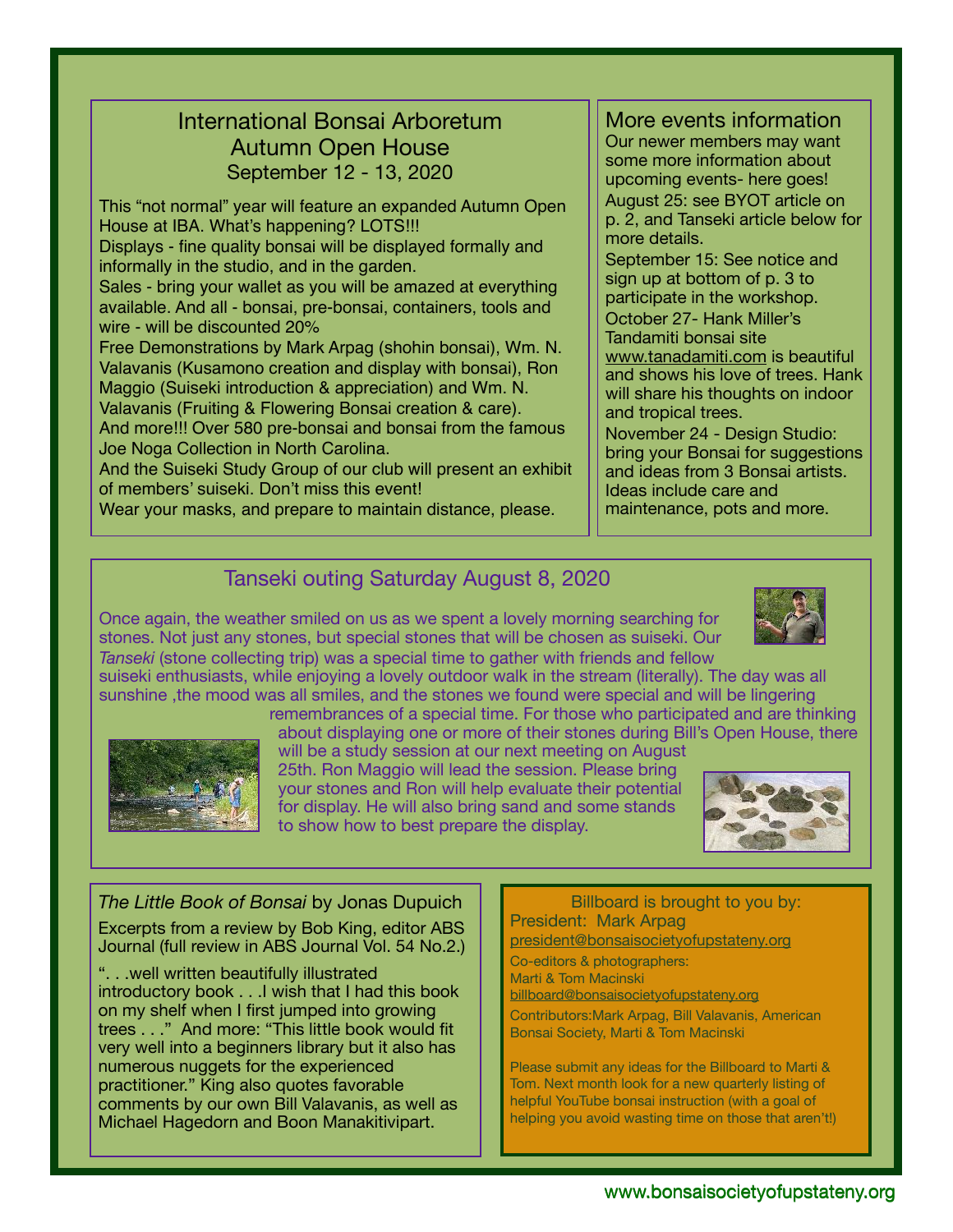## International Bonsai Arboretum Autumn Open House

### September 12 - 13, 2020

This "not normal" year will feature an expanded Autumn Open House at IBA. What's happening? LOTS!!!

Displays - fine quality bonsai will be displayed formally and informally in the studio, and in the garden.

Sales - bring your wallet as you will be amazed at everything available. And all - bonsai, pre-bonsai, containers, tools and wire - will be discounted 20%

Free Demonstrations by Mark Arpag (shohin bonsai), Wm. N. Valavanis (Kusamono creation and display with bonsai), Ron Maggio (Suiseki introduction & appreciation) and Wm. N. Valavanis (Fruiting & Flowering Bonsai creation & care).

And more!!! Over 580 pre-bonsai and bonsai from the famous Joe Noga Collection in North Carolina.

And the Suiseki Study Group of our club will present an exhibit of members' suiseki. Don't miss this event!

Wear your masks, and prepare to maintain distance, please.

## More events information

Our newer members may want some more information about upcoming events- here goes!

August 25: see BYOT article on p. 2, and Tanseki article below for more details.

September 15: See notice and sign up at bottom of p. 3 to participate in the workshop.

October 27- Hank Miller's Tandamiti bonsai site www.tanadamiti.com is beautiful and shows his love of trees. Hank will share his thoughts on indoor and tropical trees.

November 24 - Design Studio: bring your Bonsai for suggestions and ideas from 3 Bonsai artists. Ideas include care and maintenance, pots and more.

## Tanseki outing Saturday August 8, 2020

Once again, the weather smiled on us as we spent a lovely morning searching for stones. Not just any stones, but special stones that will be chosen as suiseki. Our *Tanseki* (stone collecting trip) was a special time to gather with friends and fellow suiseki enthusiasts, while enjoying a lovely outdoor walk in the stream (literally). The day was all sunshine ,the mood was all smiles, and the stones we found were special and will be lingering remembrances of a special time. For those who participated and are thinking about displaying one or more of their stones during Bill's Open House, there will be a study session at our next meeting on August 25th. Ron Maggio will lead the session. Please bring your stones and Ron will help evaluate their potential for display. He will also bring sand and some stands to show how to best prepare the display.

## *The Little Book of Bonsai* by Jonas Dupuich

Excerpts from a review by Bob King, editor ABS Journal (full review in ABS Journal Vol. 54 No.2.)

". . .well written beautifully illustrated introductory book . . .I wish that I had this book on my shelf when I first jumped into growing trees . . ." And more: "This little book would fit very well into a beginners library but it also has numerous nuggets for the experienced practitioner." King also quotes favorable comments by our own Bill Valavanis, as well as Michael Hagedorn and Boon Manakitivipart.

Billboard is brought to you by:

President: Mark Arpag
president@bonsaisocietyofupstateny.org

Co-editors & photographers:
Marti & Tom Macinski
billboard@bonsaisocietyofupstateny.org

Contributors:Mark Arpag, Bill Valavanis, American Bonsai Society, Marti & Tom Macinski

Please submit any ideas for the Billboard to Marti & Tom. Next month look for a new quarterly listing of helpful YouTube bonsai instruction (with a goal of helping you avoid wasting time on those that aren't!)

www.bonsaisocietyofupstateny.org